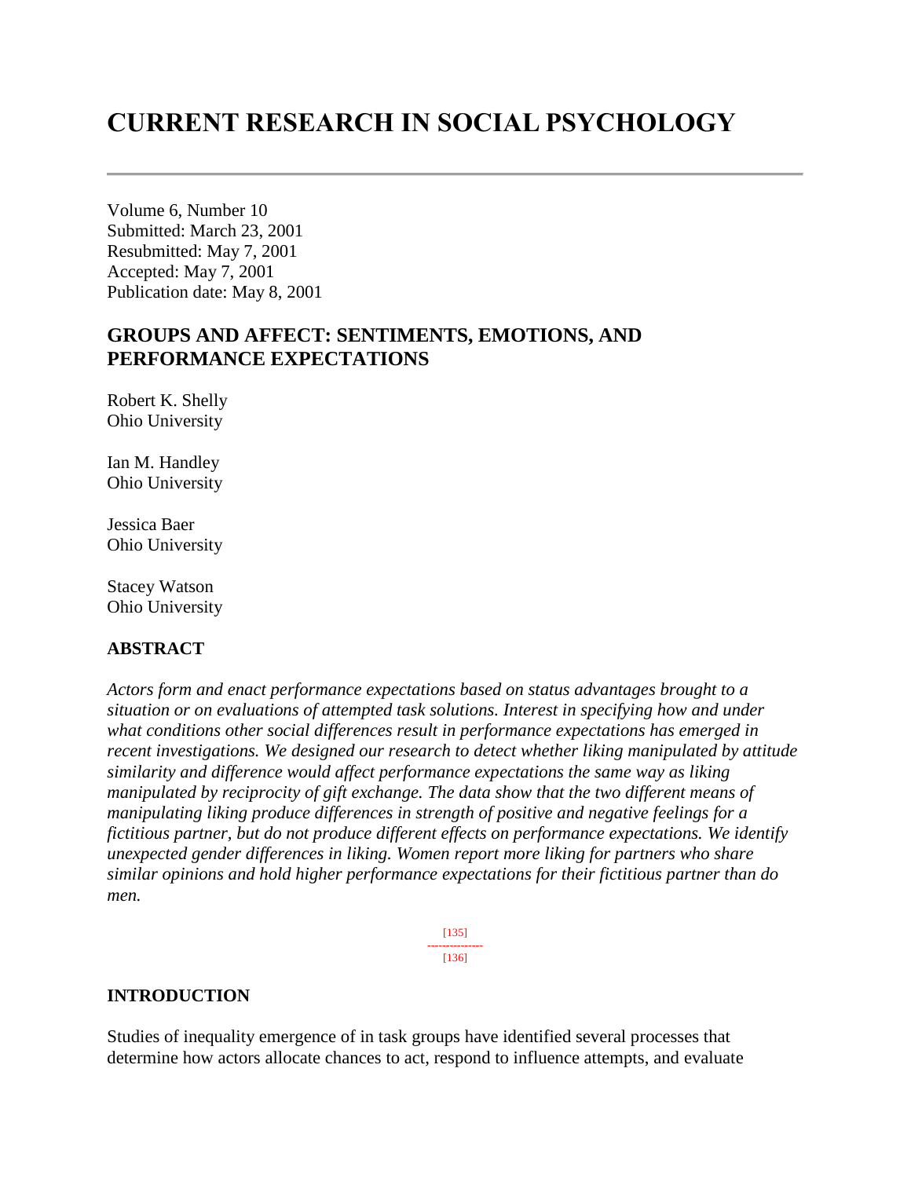# CURRENT RESEARCH IN SOCIAL PSYCHOLOGY

---

Volume 6, Number 10
Submitted: March 23, 2001
Resubmitted: May 7, 2001
Accepted: May 7, 2001
Publication date: May 8, 2001

## GROUPS AND AFFECT: SENTIMENTS, EMOTIONS, AND PERFORMANCE EXPECTATIONS

Robert K. Shelly
Ohio University

Ian M. Handley
Ohio University

Jessica Baer
Ohio University

Stacey Watson
Ohio University

### ABSTRACT

*Actors form and enact performance expectations based on status advantages brought to a situation or on evaluations of attempted task solutions. Interest in specifying how and under what conditions other social differences result in performance expectations has emerged in recent investigations. We designed our research to detect whether liking manipulated by attitude similarity and difference would affect performance expectations the same way as liking manipulated by reciprocity of gift exchange. The data show that the two different means of manipulating liking produce differences in strength of positive and negative feelings for a fictitious partner, but do not produce different effects on performance expectations. We identify unexpected gender differences in liking. Women report more liking for partners who share similar opinions and hold higher performance expectations for their fictitious partner than do men.*

[135]
---------------
[136]

### INTRODUCTION

Studies of inequality emergence of in task groups have identified several processes that determine how actors allocate chances to act, respond to influence attempts, and evaluate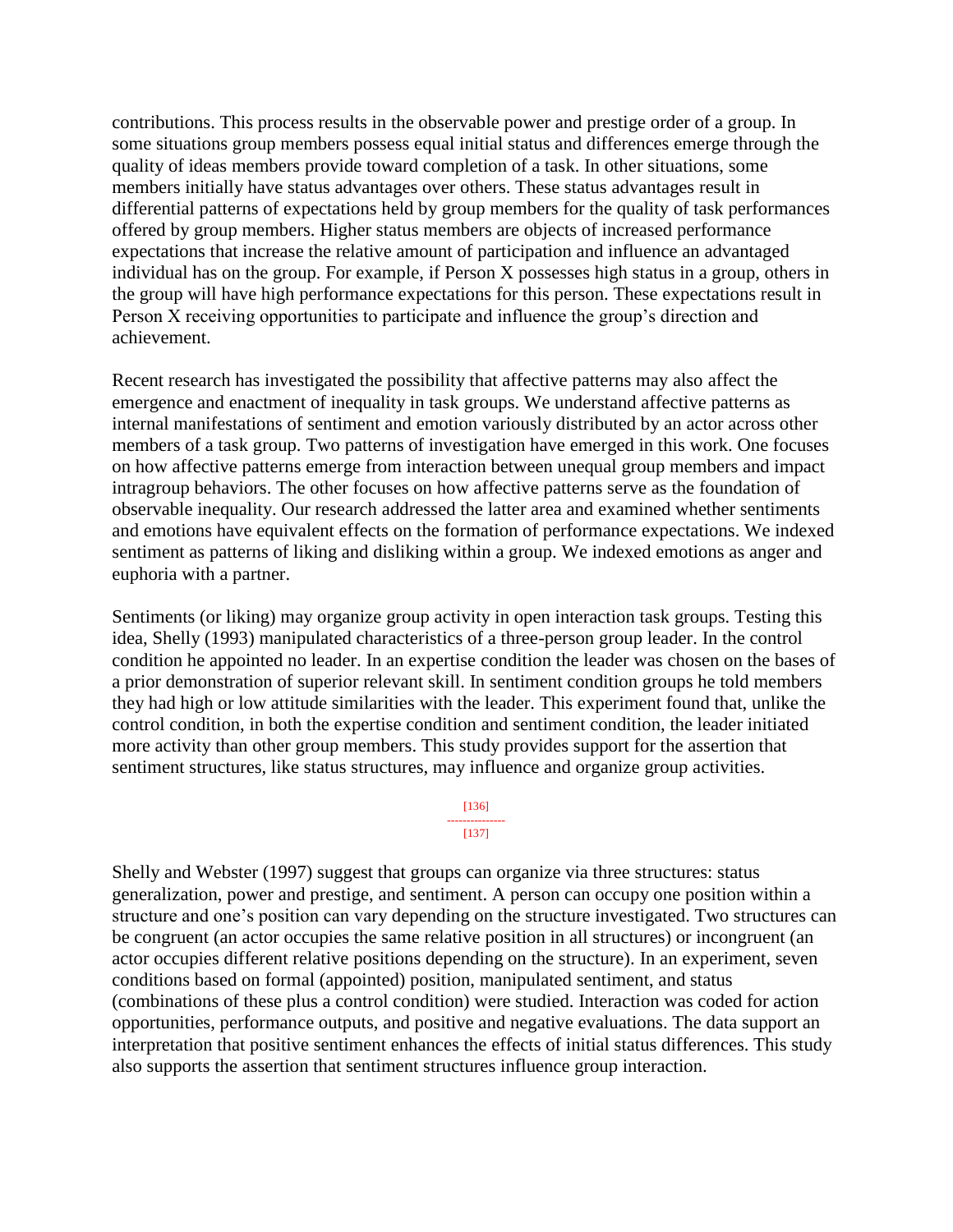contributions. This process results in the observable power and prestige order of a group. In some situations group members possess equal initial status and differences emerge through the quality of ideas members provide toward completion of a task. In other situations, some members initially have status advantages over others. These status advantages result in differential patterns of expectations held by group members for the quality of task performances offered by group members. Higher status members are objects of increased performance expectations that increase the relative amount of participation and influence an advantaged individual has on the group. For example, if Person X possesses high status in a group, others in the group will have high performance expectations for this person. These expectations result in Person X receiving opportunities to participate and influence the group's direction and achievement.

Recent research has investigated the possibility that affective patterns may also affect the emergence and enactment of inequality in task groups. We understand affective patterns as internal manifestations of sentiment and emotion variously distributed by an actor across other members of a task group. Two patterns of investigation have emerged in this work. One focuses on how affective patterns emerge from interaction between unequal group members and impact intragroup behaviors. The other focuses on how affective patterns serve as the foundation of observable inequality. Our research addressed the latter area and examined whether sentiments and emotions have equivalent effects on the formation of performance expectations. We indexed sentiment as patterns of liking and disliking within a group. We indexed emotions as anger and euphoria with a partner.

Sentiments (or liking) may organize group activity in open interaction task groups. Testing this idea, Shelly (1993) manipulated characteristics of a three-person group leader. In the control condition he appointed no leader. In an expertise condition the leader was chosen on the bases of a prior demonstration of superior relevant skill. In sentiment condition groups he told members they had high or low attitude similarities with the leader. This experiment found that, unlike the control condition, in both the expertise condition and sentiment condition, the leader initiated more activity than other group members. This study provides support for the assertion that sentiment structures, like status structures, may influence and organize group activities.

Shelly and Webster (1997) suggest that groups can organize via three structures: status generalization, power and prestige, and sentiment. A person can occupy one position within a structure and one's position can vary depending on the structure investigated. Two structures can be congruent (an actor occupies the same relative position in all structures) or incongruent (an actor occupies different relative positions depending on the structure). In an experiment, seven conditions based on formal (appointed) position, manipulated sentiment, and status (combinations of these plus a control condition) were studied. Interaction was coded for action opportunities, performance outputs, and positive and negative evaluations. The data support an interpretation that positive sentiment enhances the effects of initial status differences. This study also supports the assertion that sentiment structures influence group interaction.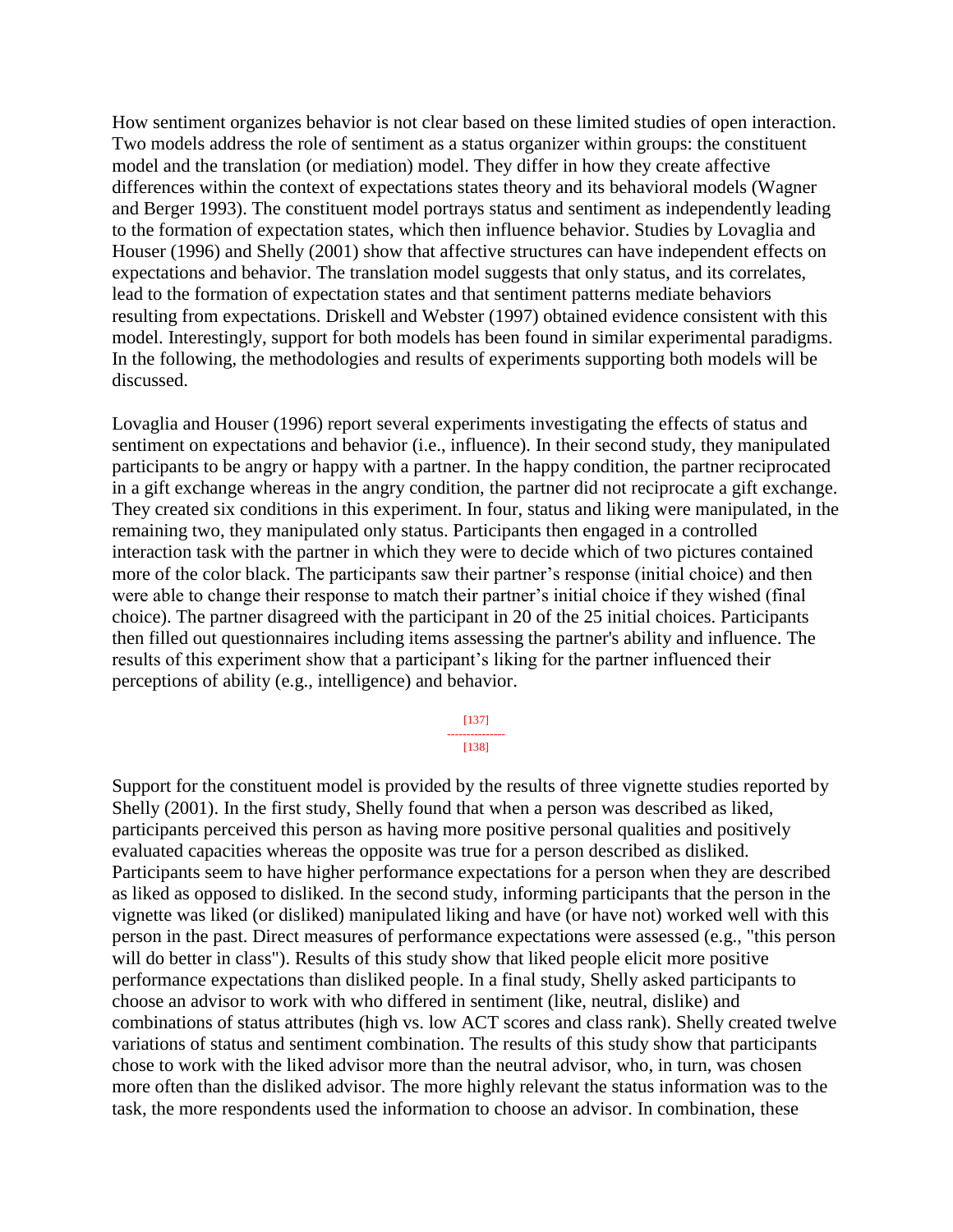How sentiment organizes behavior is not clear based on these limited studies of open interaction. Two models address the role of sentiment as a status organizer within groups: the constituent model and the translation (or mediation) model. They differ in how they create affective differences within the context of expectations states theory and its behavioral models (Wagner and Berger 1993). The constituent model portrays status and sentiment as independently leading to the formation of expectation states, which then influence behavior. Studies by Lovaglia and Houser (1996) and Shelly (2001) show that affective structures can have independent effects on expectations and behavior. The translation model suggests that only status, and its correlates, lead to the formation of expectation states and that sentiment patterns mediate behaviors resulting from expectations. Driskell and Webster (1997) obtained evidence consistent with this model. Interestingly, support for both models has been found in similar experimental paradigms. In the following, the methodologies and results of experiments supporting both models will be discussed.

Lovaglia and Houser (1996) report several experiments investigating the effects of status and sentiment on expectations and behavior (i.e., influence). In their second study, they manipulated participants to be angry or happy with a partner. In the happy condition, the partner reciprocated in a gift exchange whereas in the angry condition, the partner did not reciprocate a gift exchange. They created six conditions in this experiment. In four, status and liking were manipulated, in the remaining two, they manipulated only status. Participants then engaged in a controlled interaction task with the partner in which they were to decide which of two pictures contained more of the color black. The participants saw their partner's response (initial choice) and then were able to change their response to match their partner's initial choice if they wished (final choice). The partner disagreed with the participant in 20 of the 25 initial choices. Participants then filled out questionnaires including items assessing the partner's ability and influence. The results of this experiment show that a participant's liking for the partner influenced their perceptions of ability (e.g., intelligence) and behavior.

Support for the constituent model is provided by the results of three vignette studies reported by Shelly (2001). In the first study, Shelly found that when a person was described as liked, participants perceived this person as having more positive personal qualities and positively evaluated capacities whereas the opposite was true for a person described as disliked. Participants seem to have higher performance expectations for a person when they are described as liked as opposed to disliked. In the second study, informing participants that the person in the vignette was liked (or disliked) manipulated liking and have (or have not) worked well with this person in the past. Direct measures of performance expectations were assessed (e.g., "this person will do better in class"). Results of this study show that liked people elicit more positive performance expectations than disliked people. In a final study, Shelly asked participants to choose an advisor to work with who differed in sentiment (like, neutral, dislike) and combinations of status attributes (high vs. low ACT scores and class rank). Shelly created twelve variations of status and sentiment combination. The results of this study show that participants chose to work with the liked advisor more than the neutral advisor, who, in turn, was chosen more often than the disliked advisor. The more highly relevant the status information was to the task, the more respondents used the information to choose an advisor. In combination, these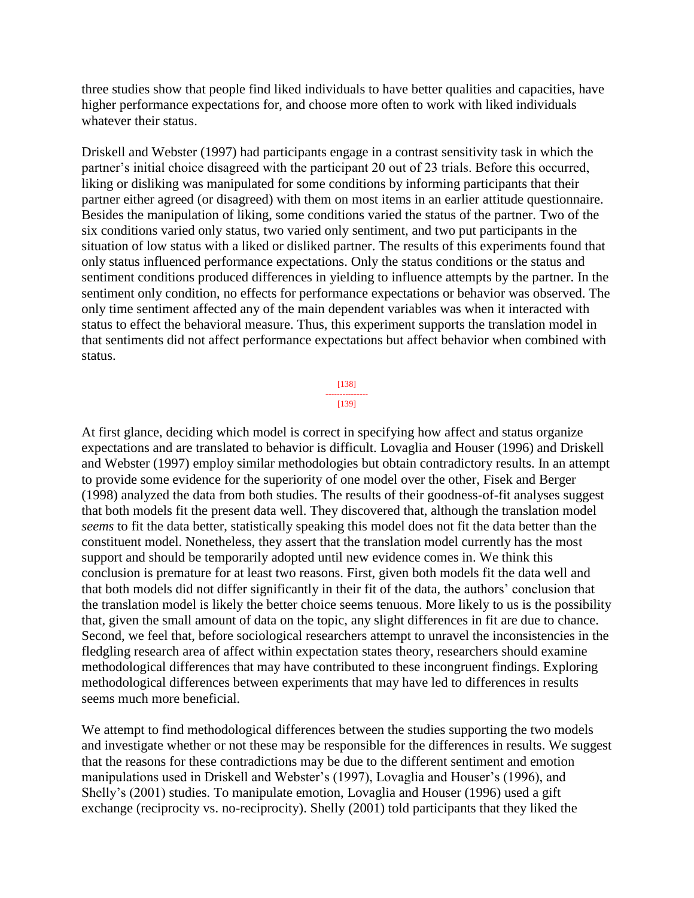three studies show that people find liked individuals to have better qualities and capacities, have higher performance expectations for, and choose more often to work with liked individuals whatever their status.

Driskell and Webster (1997) had participants engage in a contrast sensitivity task in which the partner's initial choice disagreed with the participant 20 out of 23 trials. Before this occurred, liking or disliking was manipulated for some conditions by informing participants that their partner either agreed (or disagreed) with them on most items in an earlier attitude questionnaire. Besides the manipulation of liking, some conditions varied the status of the partner. Two of the six conditions varied only status, two varied only sentiment, and two put participants in the situation of low status with a liked or disliked partner. The results of this experiments found that only status influenced performance expectations. Only the status conditions or the status and sentiment conditions produced differences in yielding to influence attempts by the partner. In the sentiment only condition, no effects for performance expectations or behavior was observed. The only time sentiment affected any of the main dependent variables was when it interacted with status to effect the behavioral measure. Thus, this experiment supports the translation model in that sentiments did not affect performance expectations but affect behavior when combined with status.

[138]
--------------
[139]

At first glance, deciding which model is correct in specifying how affect and status organize expectations and are translated to behavior is difficult. Lovaglia and Houser (1996) and Driskell and Webster (1997) employ similar methodologies but obtain contradictory results. In an attempt to provide some evidence for the superiority of one model over the other, Fisek and Berger (1998) analyzed the data from both studies. The results of their goodness-of-fit analyses suggest that both models fit the present data well. They discovered that, although the translation model *seems* to fit the data better, statistically speaking this model does not fit the data better than the constituent model. Nonetheless, they assert that the translation model currently has the most support and should be temporarily adopted until new evidence comes in. We think this conclusion is premature for at least two reasons. First, given both models fit the data well and that both models did not differ significantly in their fit of the data, the authors' conclusion that the translation model is likely the better choice seems tenuous. More likely to us is the possibility that, given the small amount of data on the topic, any slight differences in fit are due to chance. Second, we feel that, before sociological researchers attempt to unravel the inconsistencies in the fledgling research area of affect within expectation states theory, researchers should examine methodological differences that may have contributed to these incongruent findings. Exploring methodological differences between experiments that may have led to differences in results seems much more beneficial.

We attempt to find methodological differences between the studies supporting the two models and investigate whether or not these may be responsible for the differences in results. We suggest that the reasons for these contradictions may be due to the different sentiment and emotion manipulations used in Driskell and Webster's (1997), Lovaglia and Houser's (1996), and Shelly's (2001) studies. To manipulate emotion, Lovaglia and Houser (1996) used a gift exchange (reciprocity vs. no-reciprocity). Shelly (2001) told participants that they liked the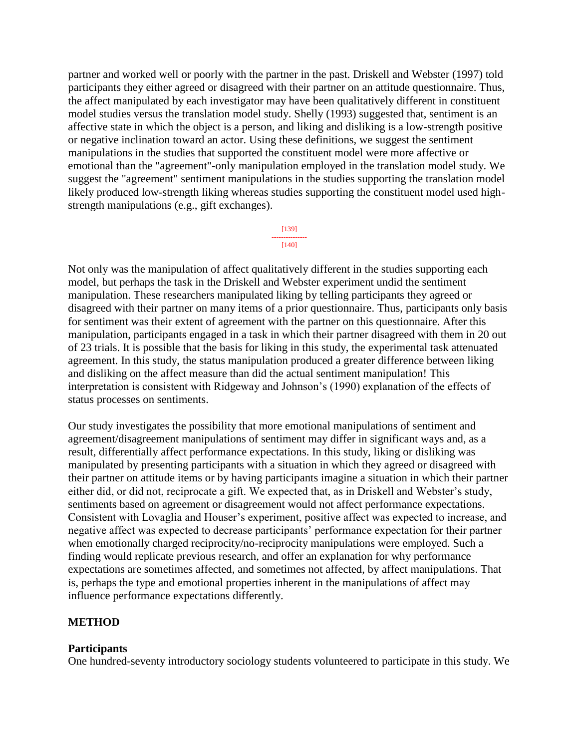partner and worked well or poorly with the partner in the past. Driskell and Webster (1997) told participants they either agreed or disagreed with their partner on an attitude questionnaire. Thus, the affect manipulated by each investigator may have been qualitatively different in constituent model studies versus the translation model study. Shelly (1993) suggested that, sentiment is an affective state in which the object is a person, and liking and disliking is a low-strength positive or negative inclination toward an actor. Using these definitions, we suggest the sentiment manipulations in the studies that supported the constituent model were more affective or emotional than the "agreement"-only manipulation employed in the translation model study. We suggest the "agreement" sentiment manipulations in the studies supporting the translation model likely produced low-strength liking whereas studies supporting the constituent model used high-strength manipulations (e.g., gift exchanges).

Not only was the manipulation of affect qualitatively different in the studies supporting each model, but perhaps the task in the Driskell and Webster experiment undid the sentiment manipulation. These researchers manipulated liking by telling participants they agreed or disagreed with their partner on many items of a prior questionnaire. Thus, participants only basis for sentiment was their extent of agreement with the partner on this questionnaire. After this manipulation, participants engaged in a task in which their partner disagreed with them in 20 out of 23 trials. It is possible that the basis for liking in this study, the experimental task attenuated agreement. In this study, the status manipulation produced a greater difference between liking and disliking on the affect measure than did the actual sentiment manipulation! This interpretation is consistent with Ridgeway and Johnson's (1990) explanation of the effects of status processes on sentiments.

Our study investigates the possibility that more emotional manipulations of sentiment and agreement/disagreement manipulations of sentiment may differ in significant ways and, as a result, differentially affect performance expectations. In this study, liking or disliking was manipulated by presenting participants with a situation in which they agreed or disagreed with their partner on attitude items or by having participants imagine a situation in which their partner either did, or did not, reciprocate a gift. We expected that, as in Driskell and Webster's study, sentiments based on agreement or disagreement would not affect performance expectations. Consistent with Lovaglia and Houser's experiment, positive affect was expected to increase, and negative affect was expected to decrease participants' performance expectation for their partner when emotionally charged reciprocity/no-reciprocity manipulations were employed. Such a finding would replicate previous research, and offer an explanation for why performance expectations are sometimes affected, and sometimes not affected, by affect manipulations. That is, perhaps the type and emotional properties inherent in the manipulations of affect may influence performance expectations differently.

## METHOD

### Participants

One hundred-seventy introductory sociology students volunteered to participate in this study. We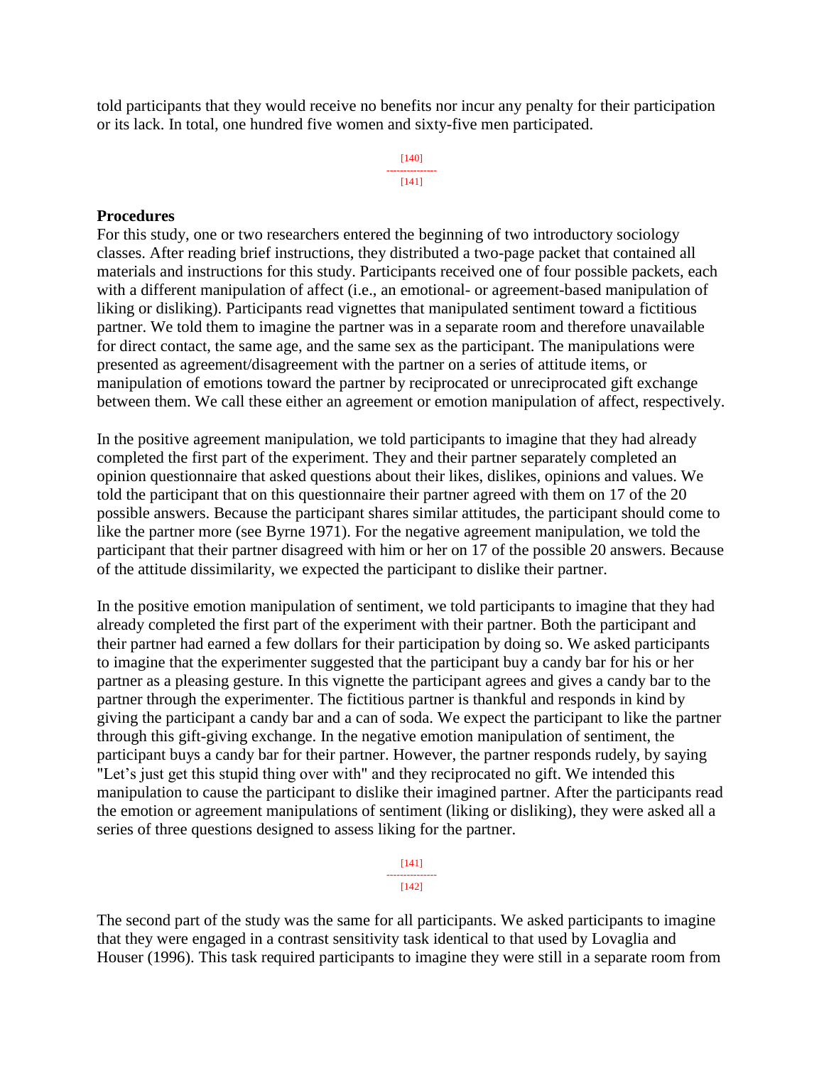told participants that they would receive no benefits nor incur any penalty for their participation or its lack. In total, one hundred five women and sixty-five men participated.

**Procedures**

For this study, one or two researchers entered the beginning of two introductory sociology classes. After reading brief instructions, they distributed a two-page packet that contained all materials and instructions for this study. Participants received one of four possible packets, each with a different manipulation of affect (i.e., an emotional- or agreement-based manipulation of liking or disliking). Participants read vignettes that manipulated sentiment toward a fictitious partner. We told them to imagine the partner was in a separate room and therefore unavailable for direct contact, the same age, and the same sex as the participant. The manipulations were presented as agreement/disagreement with the partner on a series of attitude items, or manipulation of emotions toward the partner by reciprocated or unreciprocated gift exchange between them. We call these either an agreement or emotion manipulation of affect, respectively.

In the positive agreement manipulation, we told participants to imagine that they had already completed the first part of the experiment. They and their partner separately completed an opinion questionnaire that asked questions about their likes, dislikes, opinions and values. We told the participant that on this questionnaire their partner agreed with them on 17 of the 20 possible answers. Because the participant shares similar attitudes, the participant should come to like the partner more (see Byrne 1971). For the negative agreement manipulation, we told the participant that their partner disagreed with him or her on 17 of the possible 20 answers. Because of the attitude dissimilarity, we expected the participant to dislike their partner.

In the positive emotion manipulation of sentiment, we told participants to imagine that they had already completed the first part of the experiment with their partner. Both the participant and their partner had earned a few dollars for their participation by doing so. We asked participants to imagine that the experimenter suggested that the participant buy a candy bar for his or her partner as a pleasing gesture. In this vignette the participant agrees and gives a candy bar to the partner through the experimenter. The fictitious partner is thankful and responds in kind by giving the participant a candy bar and a can of soda. We expect the participant to like the partner through this gift-giving exchange. In the negative emotion manipulation of sentiment, the participant buys a candy bar for their partner. However, the partner responds rudely, by saying "Let's just get this stupid thing over with" and they reciprocated no gift. We intended this manipulation to cause the participant to dislike their imagined partner. After the participants read the emotion or agreement manipulations of sentiment (liking or disliking), they were asked all a series of three questions designed to assess liking for the partner.

The second part of the study was the same for all participants. We asked participants to imagine that they were engaged in a contrast sensitivity task identical to that used by Lovaglia and Houser (1996). This task required participants to imagine they were still in a separate room from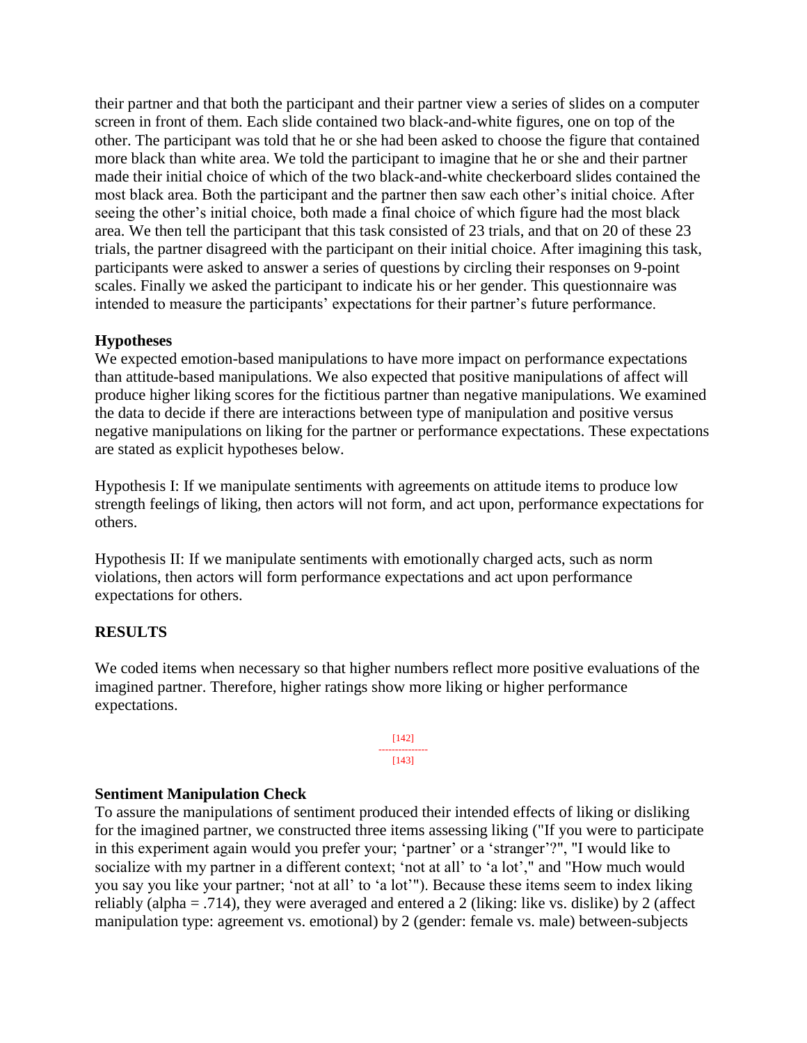their partner and that both the participant and their partner view a series of slides on a computer screen in front of them. Each slide contained two black-and-white figures, one on top of the other. The participant was told that he or she had been asked to choose the figure that contained more black than white area. We told the participant to imagine that he or she and their partner made their initial choice of which of the two black-and-white checkerboard slides contained the most black area. Both the participant and the partner then saw each other's initial choice. After seeing the other's initial choice, both made a final choice of which figure had the most black area. We then tell the participant that this task consisted of 23 trials, and that on 20 of these 23 trials, the partner disagreed with the participant on their initial choice. After imagining this task, participants were asked to answer a series of questions by circling their responses on 9-point scales. Finally we asked the participant to indicate his or her gender. This questionnaire was intended to measure the participants' expectations for their partner's future performance.

**Hypotheses**

We expected emotion-based manipulations to have more impact on performance expectations than attitude-based manipulations. We also expected that positive manipulations of affect will produce higher liking scores for the fictitious partner than negative manipulations. We examined the data to decide if there are interactions between type of manipulation and positive versus negative manipulations on liking for the partner or performance expectations. These expectations are stated as explicit hypotheses below.

Hypothesis I: If we manipulate sentiments with agreements on attitude items to produce low strength feelings of liking, then actors will not form, and act upon, performance expectations for others.

Hypothesis II: If we manipulate sentiments with emotionally charged acts, such as norm violations, then actors will form performance expectations and act upon performance expectations for others.

## RESULTS

We coded items when necessary so that higher numbers reflect more positive evaluations of the imagined partner. Therefore, higher ratings show more liking or higher performance expectations.

[142]
---------------
[143]

**Sentiment Manipulation Check**

To assure the manipulations of sentiment produced their intended effects of liking or disliking for the imagined partner, we constructed three items assessing liking ("If you were to participate in this experiment again would you prefer your; 'partner' or a 'stranger'?", "I would like to socialize with my partner in a different context; 'not at all' to 'a lot'," and "How much would you say you like your partner; 'not at all' to 'a lot'"). Because these items seem to index liking reliably (alpha = .714), they were averaged and entered a 2 (liking: like vs. dislike) by 2 (affect manipulation type: agreement vs. emotional) by 2 (gender: female vs. male) between-subjects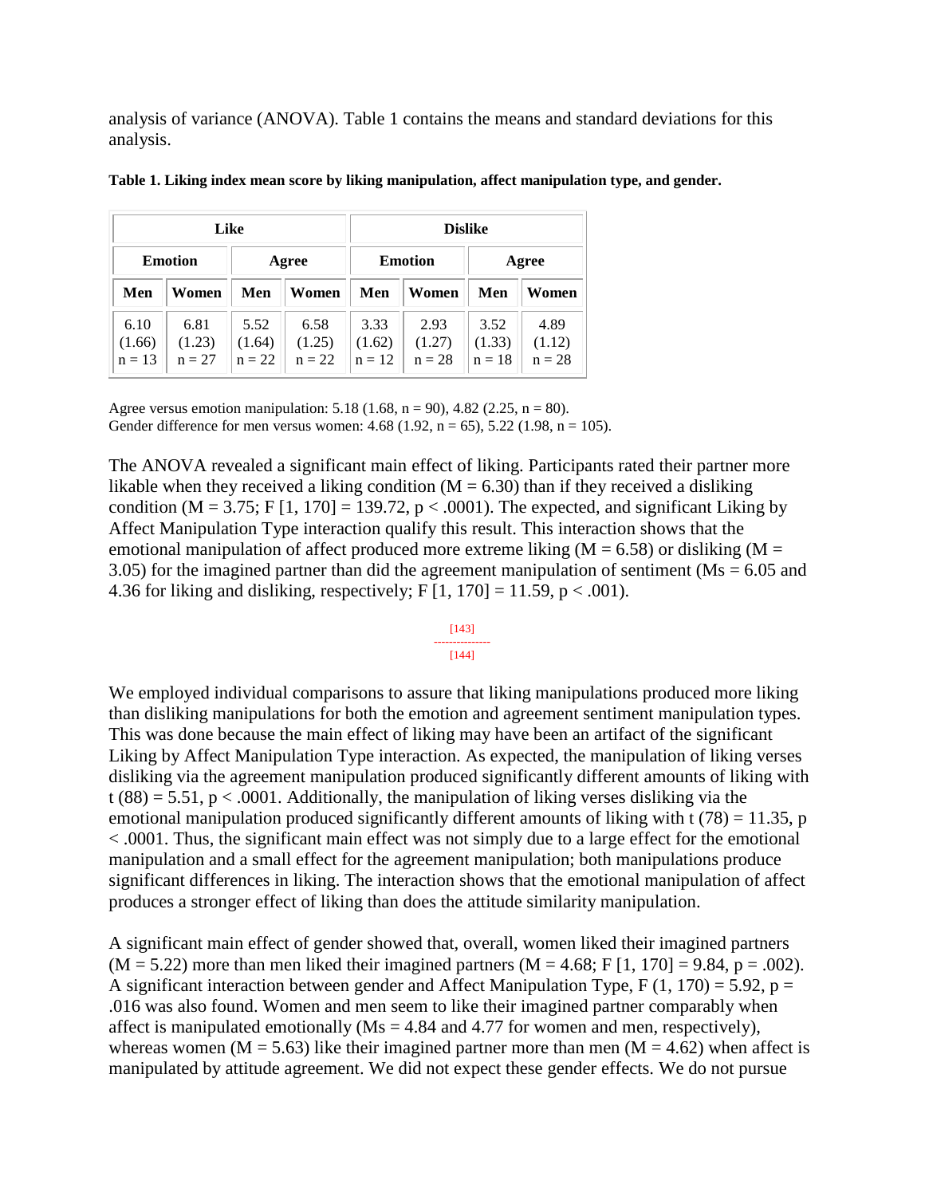analysis of variance (ANOVA). Table 1 contains the means and standard deviations for this analysis.

**Table 1. Liking index mean score by liking manipulation, affect manipulation type, and gender.**

| Like | | | | Dislike | | | |
|---|---|---|---|---|---|---|---|
| Emotion | | Agree | | Emotion | | Agree | |
| Men | Women | Men | Women | Men | Women | Men | Women |
| 6.10 (1.66) n = 13 | 6.81 (1.23) n = 27 | 5.52 (1.64) n = 22 | 6.58 (1.25) n = 22 | 3.33 (1.62) n = 12 | 2.93 (1.27) n = 28 | 3.52 (1.33) n = 18 | 4.89 (1.12) n = 28 |

Agree versus emotion manipulation: 5.18 (1.68, n = 90), 4.82 (2.25, n = 80).
Gender difference for men versus women: 4.68 (1.92, n = 65), 5.22 (1.98, n = 105).

The ANOVA revealed a significant main effect of liking. Participants rated their partner more likable when they received a liking condition ($M = 6.30$) than if they received a disliking condition ($M = 3.75$; $F [1, 170] = 139.72$, $p < .0001$). The expected, and significant Liking by Affect Manipulation Type interaction qualify this result. This interaction shows that the emotional manipulation of affect produced more extreme liking ($M = 6.58$) or disliking ($M = 3.05$) for the imagined partner than did the agreement manipulation of sentiment (Ms = 6.05 and 4.36 for liking and disliking, respectively; $F [1, 170] = 11.59$, $p < .001$).

We employed individual comparisons to assure that liking manipulations produced more liking than disliking manipulations for both the emotion and agreement sentiment manipulation types. This was done because the main effect of liking may have been an artifact of the significant Liking by Affect Manipulation Type interaction. As expected, the manipulation of liking verses disliking via the agreement manipulation produced significantly different amounts of liking with $t (88) = 5.51$, $p < .0001$. Additionally, the manipulation of liking verses disliking via the emotional manipulation produced significantly different amounts of liking with $t (78) = 11.35$, $p < .0001$. Thus, the significant main effect was not simply due to a large effect for the emotional manipulation and a small effect for the agreement manipulation; both manipulations produce significant differences in liking. The interaction shows that the emotional manipulation of affect produces a stronger effect of liking than does the attitude similarity manipulation.

A significant main effect of gender showed that, overall, women liked their imagined partners ($M = 5.22$) more than men liked their imagined partners ($M = 4.68$; $F [1, 170] = 9.84$, $p = .002$). A significant interaction between gender and Affect Manipulation Type, $F (1, 170) = 5.92$, $p = .016$ was also found. Women and men seem to like their imagined partner comparably when affect is manipulated emotionally (Ms = 4.84 and 4.77 for women and men, respectively), whereas women ($M = 5.63$) like their imagined partner more than men ($M = 4.62$) when affect is manipulated by attitude agreement. We did not expect these gender effects. We do not pursue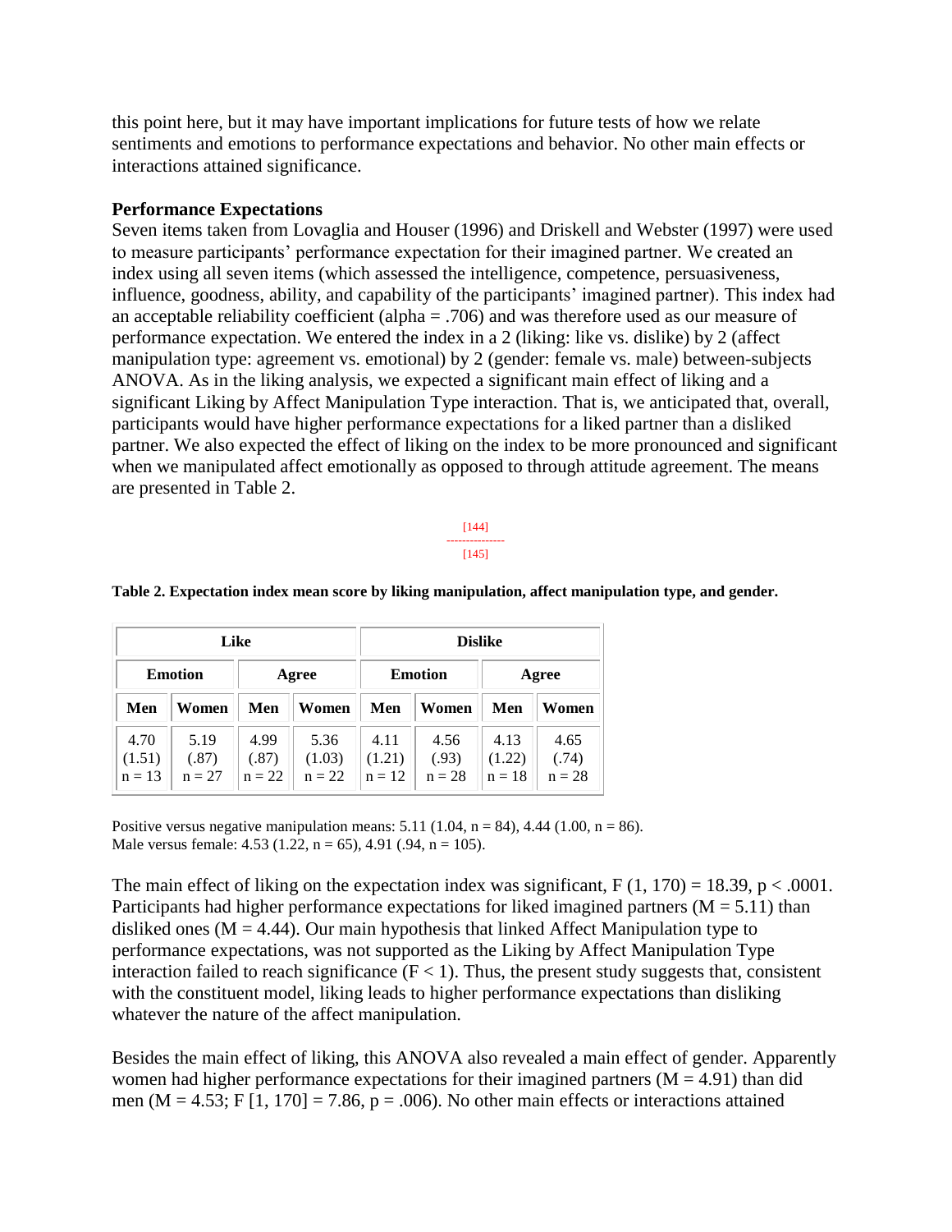this point here, but it may have important implications for future tests of how we relate sentiments and emotions to performance expectations and behavior. No other main effects or interactions attained significance.

**Performance Expectations**

Seven items taken from Lovaglia and Houser (1996) and Driskell and Webster (1997) were used to measure participants' performance expectation for their imagined partner. We created an index using all seven items (which assessed the intelligence, competence, persuasiveness, influence, goodness, ability, and capability of the participants' imagined partner). This index had an acceptable reliability coefficient (alpha = .706) and was therefore used as our measure of performance expectation. We entered the index in a 2 (liking: like vs. dislike) by 2 (affect manipulation type: agreement vs. emotional) by 2 (gender: female vs. male) between-subjects ANOVA. As in the liking analysis, we expected a significant main effect of liking and a significant Liking by Affect Manipulation Type interaction. That is, we anticipated that, overall, participants would have higher performance expectations for a liked partner than a disliked partner. We also expected the effect of liking on the index to be more pronounced and significant when we manipulated affect emotionally as opposed to through attitude agreement. The means are presented in Table 2.

[144]
---------------
[145]

**Table 2. Expectation index mean score by liking manipulation, affect manipulation type, and gender.**

| Like | | | | Dislike | | | |
|---|---|---|---|---|---|---|---|
| Emotion | | Agree | | Emotion | | Agree | |
| Men | Women | Men | Women | Men | Women | Men | Women |
| 4.70 (1.51) n = 13 | 5.19 (.87) n = 27 | 4.99 (.87) n = 22 | 5.36 (1.03) n = 22 | 4.11 (1.21) n = 12 | 4.56 (.93) n = 28 | 4.13 (1.22) n = 18 | 4.65 (.74) n = 28 |

Positive versus negative manipulation means: 5.11 (1.04, n = 84), 4.44 (1.00, n = 86).
Male versus female: 4.53 (1.22, n = 65), 4.91 (.94, n = 105).

The main effect of liking on the expectation index was significant, $F(1, 170) = 18.39$, $p < .0001$. Participants had higher performance expectations for liked imagined partners ($M = 5.11$) than disliked ones ($M = 4.44$). Our main hypothesis that linked Affect Manipulation type to performance expectations, was not supported as the Liking by Affect Manipulation Type interaction failed to reach significance ($F < 1$). Thus, the present study suggests that, consistent with the constituent model, liking leads to higher performance expectations than disliking whatever the nature of the affect manipulation.

Besides the main effect of liking, this ANOVA also revealed a main effect of gender. Apparently women had higher performance expectations for their imagined partners ($M = 4.91$) than did men ($M = 4.53$; $F[1, 170] = 7.86$, $p = .006$). No other main effects or interactions attained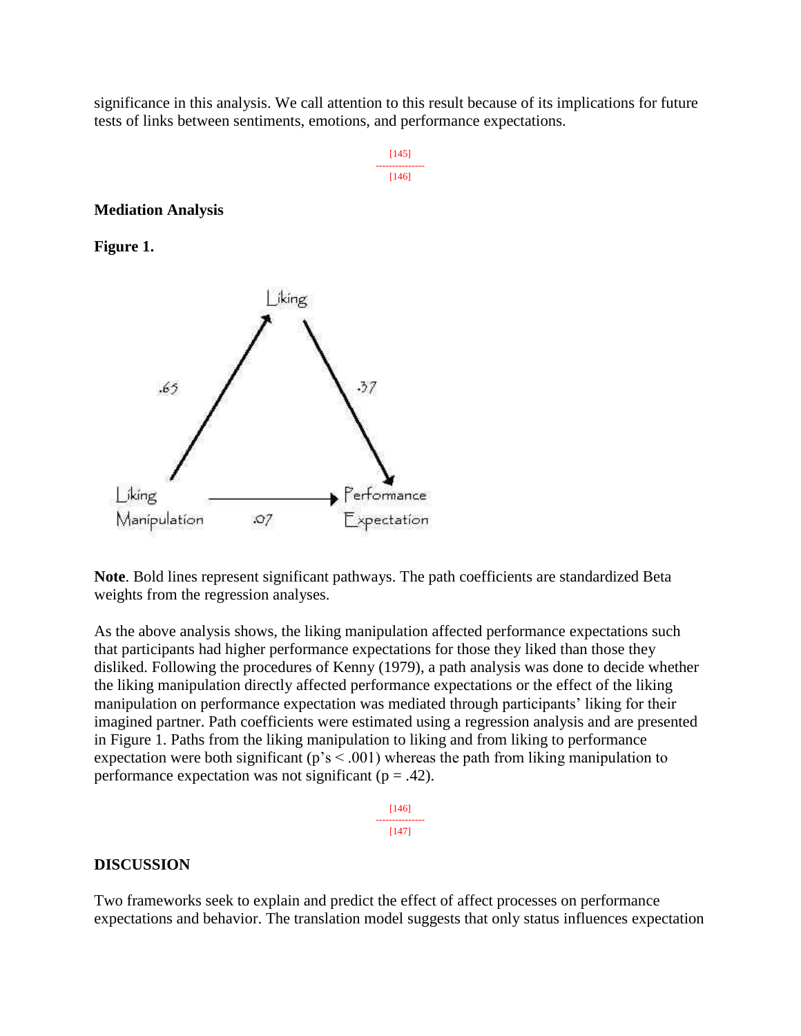significance in this analysis. We call attention to this result because of its implications for future tests of links between sentiments, emotions, and performance expectations.

[145]

[146]

**Mediation Analysis**

**Figure 1.**

Liking

.65

.37

Liking Manipulation

.07

Performance Expectation

**Note**. Bold lines represent significant pathways. The path coefficients are standardized Beta weights from the regression analyses.

As the above analysis shows, the liking manipulation affected performance expectations such that participants had higher performance expectations for those they liked than those they disliked. Following the procedures of Kenny (1979), a path analysis was done to decide whether the liking manipulation directly affected performance expectations or the effect of the liking manipulation on performance expectation was mediated through participants' liking for their imagined partner. Path coefficients were estimated using a regression analysis and are presented in Figure 1. Paths from the liking manipulation to liking and from liking to performance expectation were both significant (p's $< .001$) whereas the path from liking manipulation to performance expectation was not significant ($p = .42$).

[146]

[147]

**DISCUSSION**

Two frameworks seek to explain and predict the effect of affect processes on performance expectations and behavior. The translation model suggests that only status influences expectation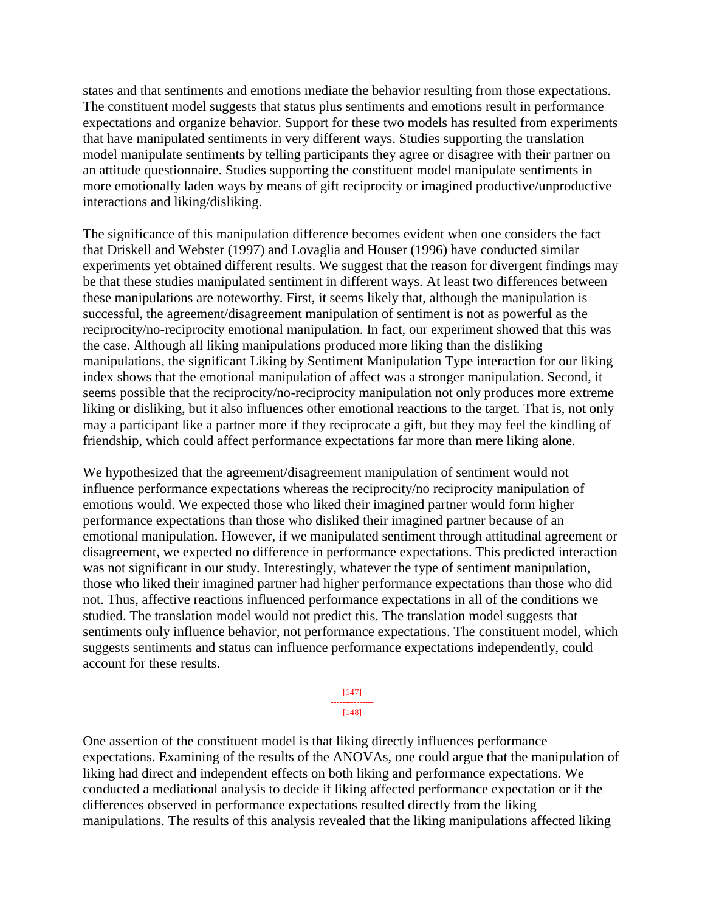states and that sentiments and emotions mediate the behavior resulting from those expectations. The constituent model suggests that status plus sentiments and emotions result in performance expectations and organize behavior. Support for these two models has resulted from experiments that have manipulated sentiments in very different ways. Studies supporting the translation model manipulate sentiments by telling participants they agree or disagree with their partner on an attitude questionnaire. Studies supporting the constituent model manipulate sentiments in more emotionally laden ways by means of gift reciprocity or imagined productive/unproductive interactions and liking/disliking.

The significance of this manipulation difference becomes evident when one considers the fact that Driskell and Webster (1997) and Lovaglia and Houser (1996) have conducted similar experiments yet obtained different results. We suggest that the reason for divergent findings may be that these studies manipulated sentiment in different ways. At least two differences between these manipulations are noteworthy. First, it seems likely that, although the manipulation is successful, the agreement/disagreement manipulation of sentiment is not as powerful as the reciprocity/no-reciprocity emotional manipulation. In fact, our experiment showed that this was the case. Although all liking manipulations produced more liking than the disliking manipulations, the significant Liking by Sentiment Manipulation Type interaction for our liking index shows that the emotional manipulation of affect was a stronger manipulation. Second, it seems possible that the reciprocity/no-reciprocity manipulation not only produces more extreme liking or disliking, but it also influences other emotional reactions to the target. That is, not only may a participant like a partner more if they reciprocate a gift, but they may feel the kindling of friendship, which could affect performance expectations far more than mere liking alone.

We hypothesized that the agreement/disagreement manipulation of sentiment would not influence performance expectations whereas the reciprocity/no reciprocity manipulation of emotions would. We expected those who liked their imagined partner would form higher performance expectations than those who disliked their imagined partner because of an emotional manipulation. However, if we manipulated sentiment through attitudinal agreement or disagreement, we expected no difference in performance expectations. This predicted interaction was not significant in our study. Interestingly, whatever the type of sentiment manipulation, those who liked their imagined partner had higher performance expectations than those who did not. Thus, affective reactions influenced performance expectations in all of the conditions we studied. The translation model would not predict this. The translation model suggests that sentiments only influence behavior, not performance expectations. The constituent model, which suggests sentiments and status can influence performance expectations independently, could account for these results.

One assertion of the constituent model is that liking directly influences performance expectations. Examining of the results of the ANOVAs, one could argue that the manipulation of liking had direct and independent effects on both liking and performance expectations. We conducted a mediational analysis to decide if liking affected performance expectation or if the differences observed in performance expectations resulted directly from the liking manipulations. The results of this analysis revealed that the liking manipulations affected liking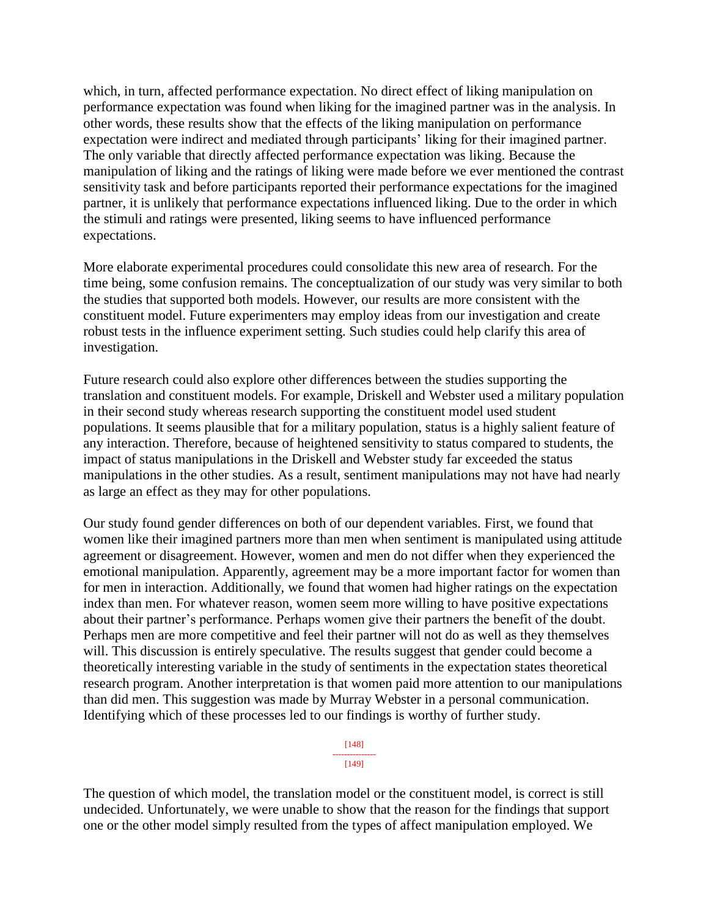which, in turn, affected performance expectation. No direct effect of liking manipulation on performance expectation was found when liking for the imagined partner was in the analysis. In other words, these results show that the effects of the liking manipulation on performance expectation were indirect and mediated through participants' liking for their imagined partner. The only variable that directly affected performance expectation was liking. Because the manipulation of liking and the ratings of liking were made before we ever mentioned the contrast sensitivity task and before participants reported their performance expectations for the imagined partner, it is unlikely that performance expectations influenced liking. Due to the order in which the stimuli and ratings were presented, liking seems to have influenced performance expectations.

More elaborate experimental procedures could consolidate this new area of research. For the time being, some confusion remains. The conceptualization of our study was very similar to both the studies that supported both models. However, our results are more consistent with the constituent model. Future experimenters may employ ideas from our investigation and create robust tests in the influence experiment setting. Such studies could help clarify this area of investigation.

Future research could also explore other differences between the studies supporting the translation and constituent models. For example, Driskell and Webster used a military population in their second study whereas research supporting the constituent model used student populations. It seems plausible that for a military population, status is a highly salient feature of any interaction. Therefore, because of heightened sensitivity to status compared to students, the impact of status manipulations in the Driskell and Webster study far exceeded the status manipulations in the other studies. As a result, sentiment manipulations may not have had nearly as large an effect as they may for other populations.

Our study found gender differences on both of our dependent variables. First, we found that women like their imagined partners more than men when sentiment is manipulated using attitude agreement or disagreement. However, women and men do not differ when they experienced the emotional manipulation. Apparently, agreement may be a more important factor for women than for men in interaction. Additionally, we found that women had higher ratings on the expectation index than men. For whatever reason, women seem more willing to have positive expectations about their partner's performance. Perhaps women give their partners the benefit of the doubt. Perhaps men are more competitive and feel their partner will not do as well as they themselves will. This discussion is entirely speculative. The results suggest that gender could become a theoretically interesting variable in the study of sentiments in the expectation states theoretical research program. Another interpretation is that women paid more attention to our manipulations than did men. This suggestion was made by Murray Webster in a personal communication. Identifying which of these processes led to our findings is worthy of further study.

The question of which model, the translation model or the constituent model, is correct is still undecided. Unfortunately, we were unable to show that the reason for the findings that support one or the other model simply resulted from the types of affect manipulation employed. We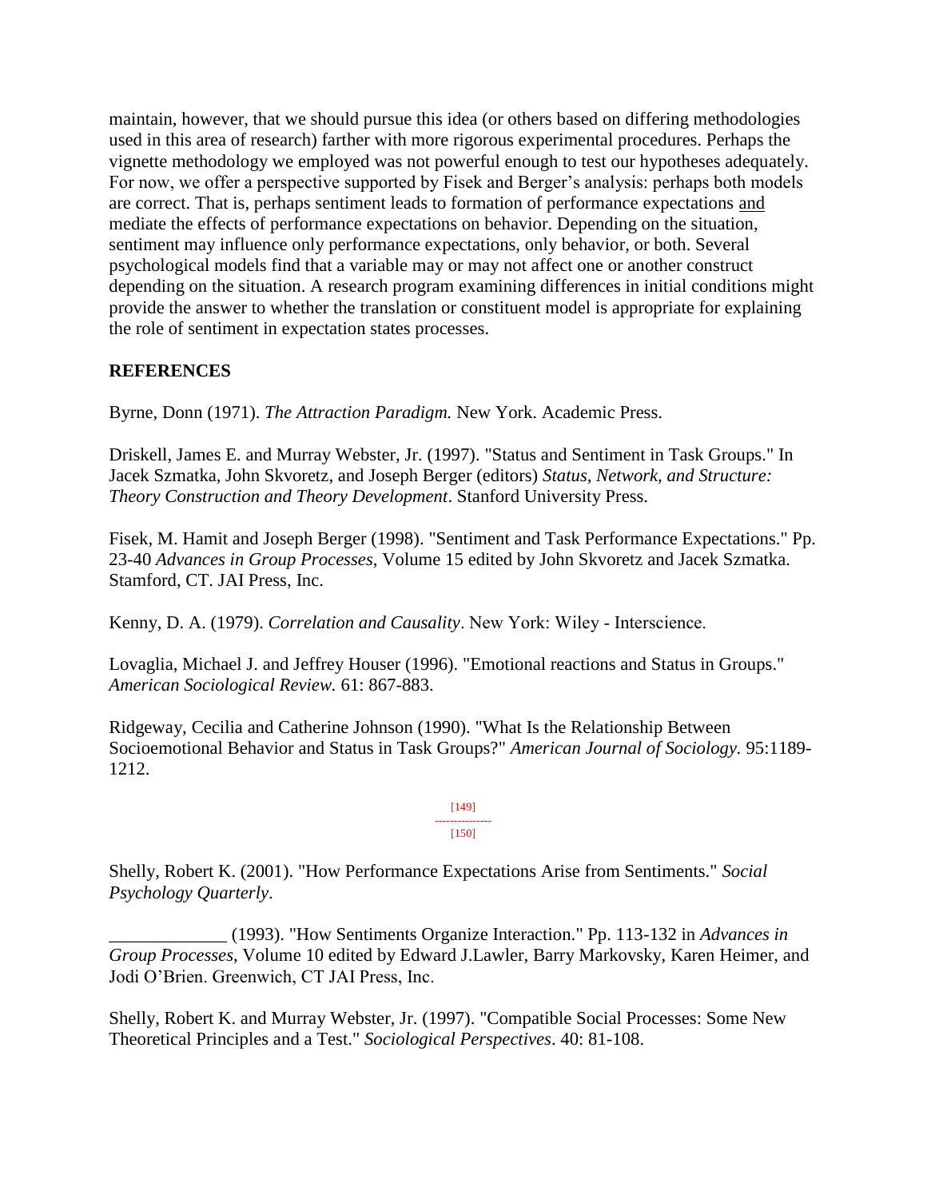maintain, however, that we should pursue this idea (or others based on differing methodologies used in this area of research) farther with more rigorous experimental procedures. Perhaps the vignette methodology we employed was not powerful enough to test our hypotheses adequately. For now, we offer a perspective supported by Fisek and Berger's analysis: perhaps both models are correct. That is, perhaps sentiment leads to formation of performance expectations and mediate the effects of performance expectations on behavior. Depending on the situation, sentiment may influence only performance expectations, only behavior, or both. Several psychological models find that a variable may or may not affect one or another construct depending on the situation. A research program examining differences in initial conditions might provide the answer to whether the translation or constituent model is appropriate for explaining the role of sentiment in expectation states processes.

**REFERENCES**

Byrne, Donn (1971). *The Attraction Paradigm.* New York. Academic Press.

Driskell, James E. and Murray Webster, Jr. (1997). "Status and Sentiment in Task Groups." In Jacek Szmatka, John Skvoretz, and Joseph Berger (editors) *Status, Network, and Structure: Theory Construction and Theory Development*. Stanford University Press.

Fisek, M. Hamit and Joseph Berger (1998). "Sentiment and Task Performance Expectations." Pp. 23-40 *Advances in Group Processes*, Volume 15 edited by John Skvoretz and Jacek Szmatka. Stamford, CT. JAI Press, Inc.

Kenny, D. A. (1979). *Correlation and Causality*. New York: Wiley - Interscience.

Lovaglia, Michael J. and Jeffrey Houser (1996). "Emotional reactions and Status in Groups." *American Sociological Review.* 61: 867-883.

Ridgeway, Cecilia and Catherine Johnson (1990). "What Is the Relationship Between Socioemotional Behavior and Status in Task Groups?" *American Journal of Sociology.* 95:1189-1212.

Shelly, Robert K. (2001). "How Performance Expectations Arise from Sentiments." *Social Psychology Quarterly*.

_____________ (1993). "How Sentiments Organize Interaction." Pp. 113-132 in *Advances in Group Processes*, Volume 10 edited by Edward J.Lawler, Barry Markovsky, Karen Heimer, and Jodi O'Brien. Greenwich, CT JAI Press, Inc.

Shelly, Robert K. and Murray Webster, Jr. (1997). "Compatible Social Processes: Some New Theoretical Principles and a Test." *Sociological Perspectives*. 40: 81-108.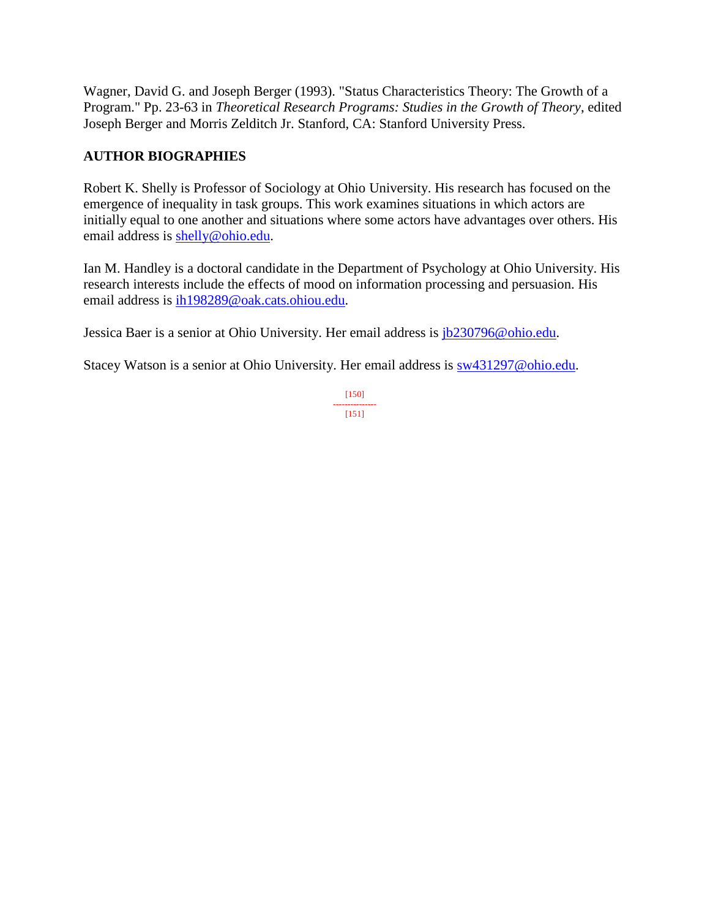Wagner, David G. and Joseph Berger (1993). "Status Characteristics Theory: The Growth of a Program." Pp. 23-63 in *Theoretical Research Programs: Studies in the Growth of Theory*, edited Joseph Berger and Morris Zelditch Jr. Stanford, CA: Stanford University Press.

**AUTHOR BIOGRAPHIES**

Robert K. Shelly is Professor of Sociology at Ohio University. His research has focused on the emergence of inequality in task groups. This work examines situations in which actors are initially equal to one another and situations where some actors have advantages over others. His email address is shelly@ohio.edu.

Ian M. Handley is a doctoral candidate in the Department of Psychology at Ohio University. His research interests include the effects of mood on information processing and persuasion. His email address is ih198289@oak.cats.ohiou.edu.

Jessica Baer is a senior at Ohio University. Her email address is jb230796@ohio.edu.

Stacey Watson is a senior at Ohio University. Her email address is sw431297@ohio.edu.